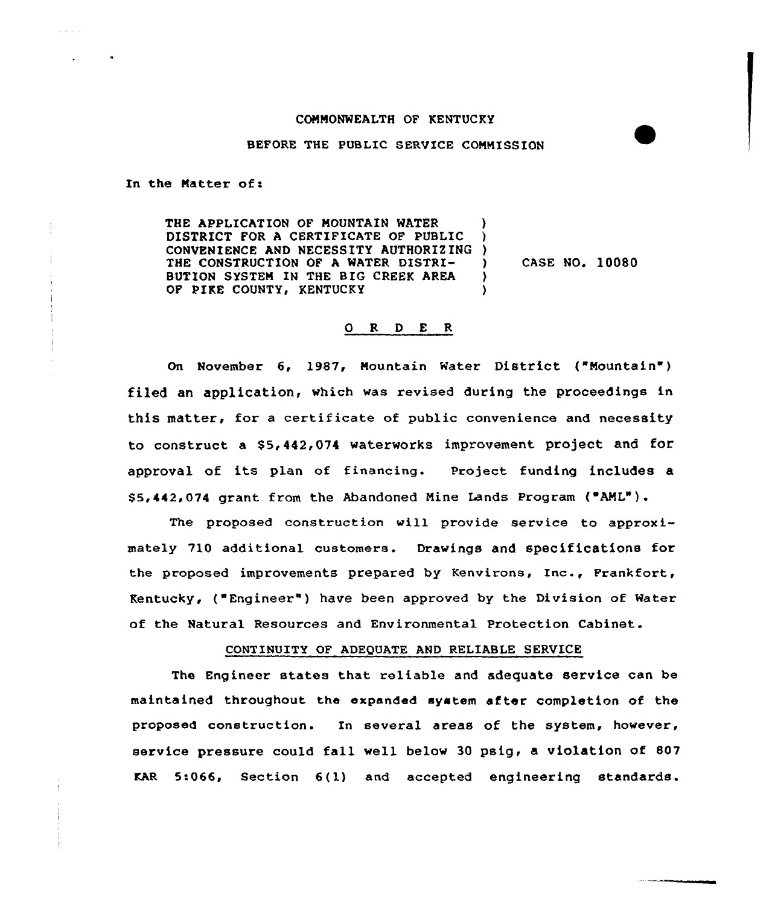COMMONWEALTH OF KENTUCKY

BEFORE THE PUBLIC SERVICE COMMISSION

In the Matter of:

THE APPLICATION OF MOUNTAIN WATER DISTRICT FOR A CERTIFICATE OF PUBLIC CONVENIENCE AND NECESSITY AUTHORIZING THE CONSTRUCTION OF A WATER DISTRIBUTION SYSTEM IN THE BIG CREEK AREA OF PIKE COUNTY, KENTUCKY ) CASE NO. 10080

## O R D E R

On November 6, 1987, Mountain Water District ("Mountain") filed an application, which was revised during the proceedings in this matter, for a certificate of public convenience and necessity to construct a $5,442,074 waterworks improvement project and for approval of its plan of financing. Project funding includes a $5,442,074 grant from the Abandoned Mine Lands Program ("AML").

The proposed construction will provide service to approximately 710 additional customers. Drawings and specifications for the proposed improvements prepared by Kenvirons, Inc., Frankfort, Kentucky, ("Engineer") have been approved by the Division of Water of the Natural Resources and Environmental Protection Cabinet.

### CONTINUITY OF ADEQUATE AND RELIABLE SERVICE

The Engineer states that reliable and adequate service can be maintained throughout the expanded system after completion of the proposed construction. In several areas of the system, however, service pressure could fall well below 30 psig, a violation of 807 KAR 5:066, Section 6(1) and accepted engineering standards.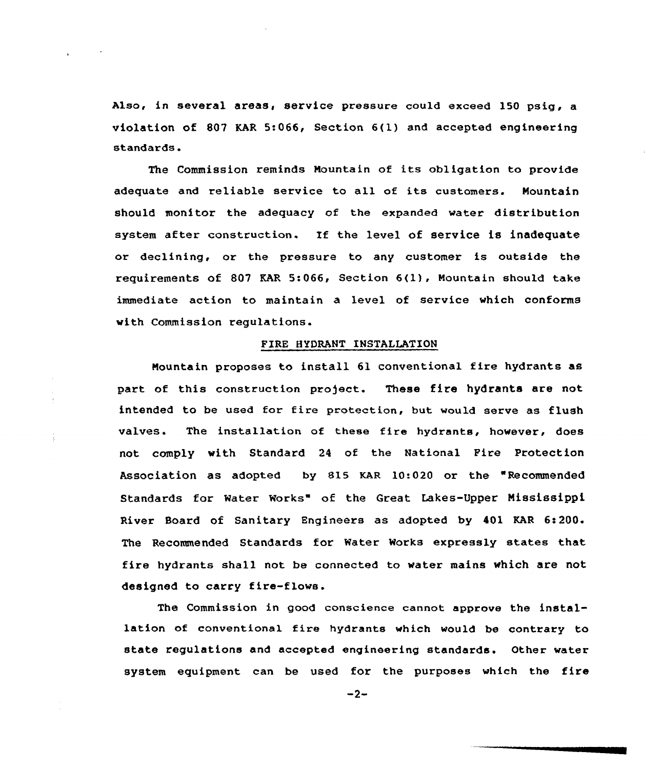Also, in several areas, service pressure could exceed 150 psig, a violation of 807 KAR 5:066, Section 6(1) and accepted engineering standards.

The Commission reminds Mountain of its obligation to provide adequate and reliable service to all of its customers. Mountain should monitor the adequacy of the expanded water distribution system after construction. If the level of service is inadequate or declining, or the pressure to any customer is outside the requirements of 807 KAR 5:066, Section 6(1), Mountain should take immediate action to maintain a level of service which conforms with Commission regulations.

## FIRE HYDRANT INSTALLATION

Mountain proposes to install 61 conventional fire hydrants as part of this construction project. These fire hydrants are not intended to be used for fire protection, but would serve as flush valves. The installation of these fire hydrants, however, does not comply with Standard 24 of the National Fire Protection Association as adopted by 815 KAR 10:020 or the "Recommended Standards for Water Works" of the Great Lakes-Upper Mississippi River Board of Sanitary Engineers as adopted by 401 KAR 6:200. The Recommended Standards for Water Works expressly states that fire hydrants shall not be connected to water mains which are not designed to carry fire-flows.

The Commission in good conscience cannot approve the installation of conventional fire hydrants which would be contrary to state regulations and accepted engineering standards. Other water system equipment can be used for the purposes which the fire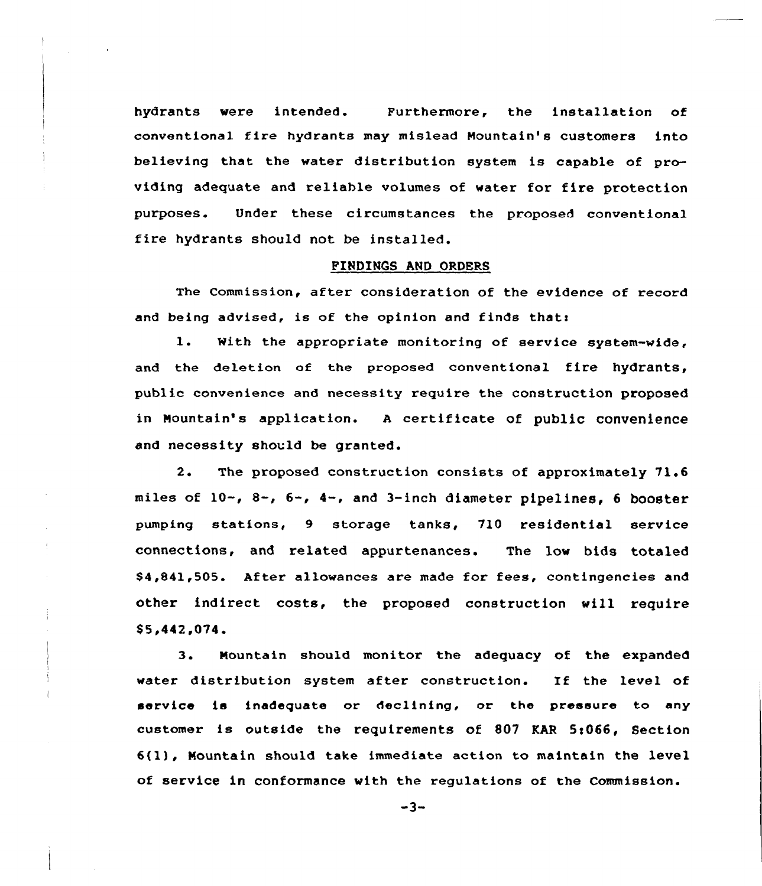hydrants were intended. Furthermore, the installation of conventional fire hydrants may mislead Mountain's customers into believing that the water distribution system is capable of providing adequate and reliable volumes of water for fire protection purposes. Under these circumstances the proposed conventional fire hydrants should not be installed.

## FINDINGS AND ORDERS

The Commission, after consideration of the evidence of record and being advised, is of the opinion and finds that:

1. With the appropriate monitoring of service system-wide, and the deletion of the proposed conventional fire hydrants, public convenience and necessity require the construction proposed in Mountain's application. A certificate of public convenience and necessity should be granted.

2. The proposed construction consists of approximately 71.6 miles of 10-, 8-, 6-, 4-, and 3-inch diameter pipelines, 6 booster pumping stations, 9 storage tanks, 710 residential service connections, and related appurtenances. The low bids totaled $4,841,505. After allowances are made for fees, contingencies and other indirect costs, the proposed construction will require $5,442,074.

3. Mountain should monitor the adequacy of the expanded water distribution system after construction. If the level of service is inadequate or declining, or the pressure to any customer is outside the requirements of 807 KAR 5:066, Section 6(1), Mountain should take immediate action to maintain the level of service in conformance with the regulations of the Commission.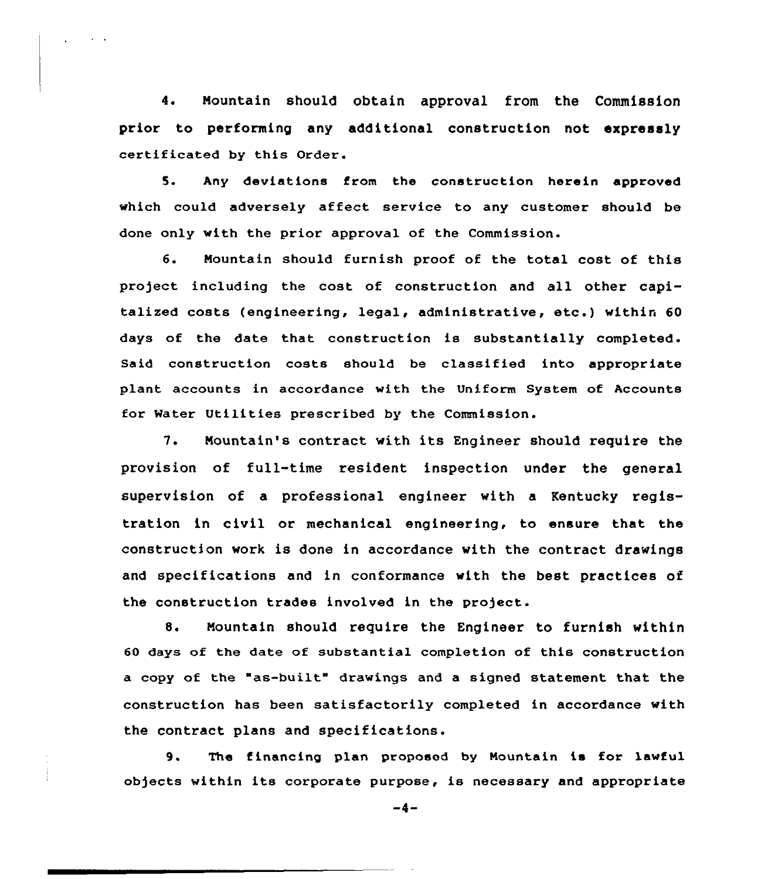4. Mountain should obtain approval from the Commission prior to performing any additional construction not expressly certificated by this Order.

5. Any deviations from the construction herein approved which could adversely affect service to any customer should be done only with the prior approval of the Commission.

6. Mountain should furnish proof of the total cost of this project including the cost of construction and all other capitalized costs (engineering, legal, administrative, etc.) within 60 days of the date that construction is substantially completed. Said construction costs should be classified into appropriate plant accounts in accordance with the Uniform System of Accounts for Water Utilities prescribed by the Commission.

7. Mountain's contract with its Engineer should require the provision of full-time resident inspection under the general supervision of a professional engineer with a Kentucky registration in civil or mechanical engineering, to ensure that the construction work is done in accordance with the contract drawings and specifications and in conformance with the best practices of the construction trades involved in the project.

8. Mountain should require the Engineer to furnish within 60 days of the date of substantial completion of this construction a copy of the "as-built" drawings and a signed statement that the construction has been satisfactorily completed in accordance with the contract plans and specifications.

9. The financing plan proposed by Mountain is for lawful objects within its corporate purpose, is necessary and appropriate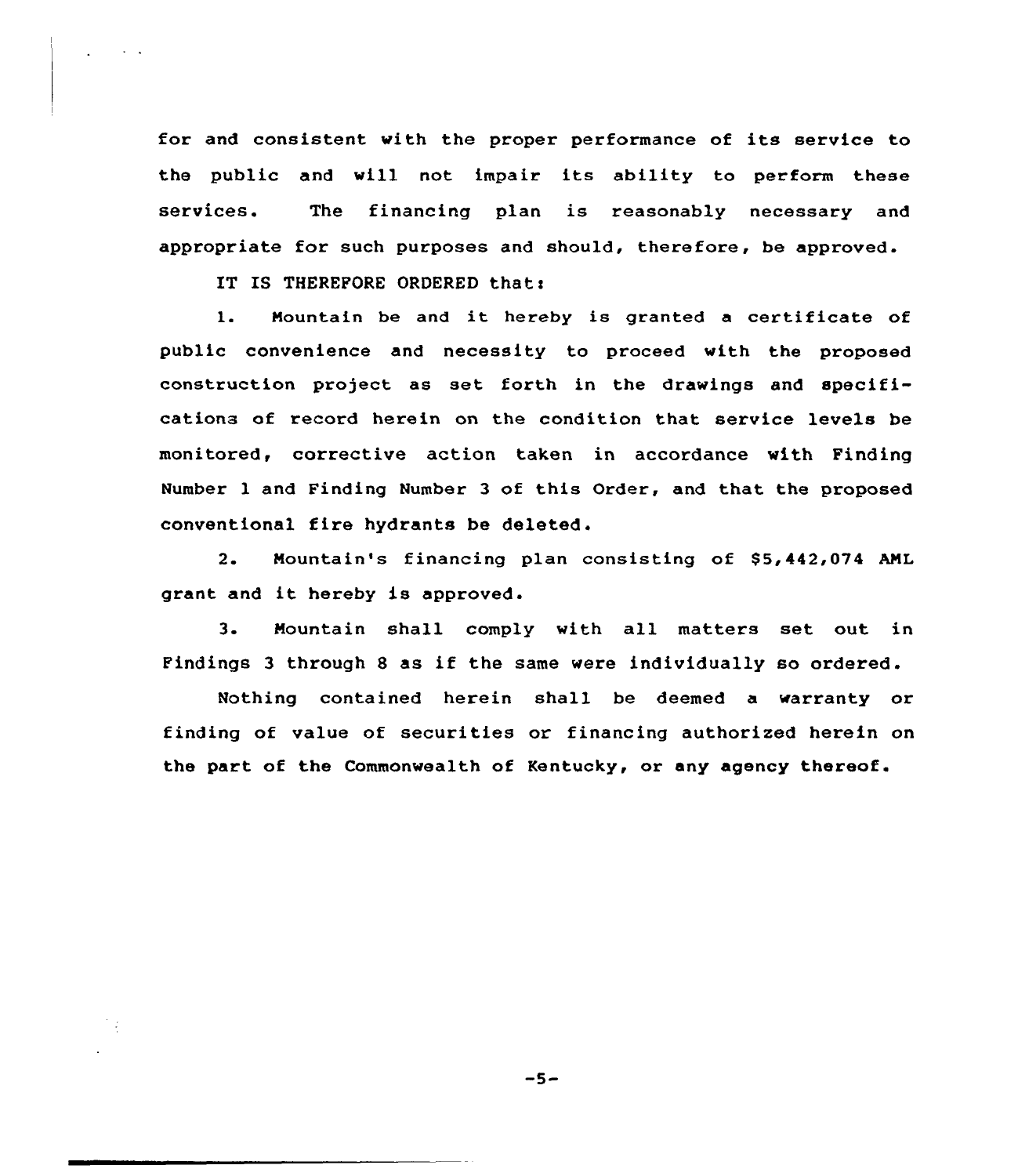for and consistent with the proper performance of its service to the public and will not impair its ability to perform these services. The financing plan is reasonably necessary and appropriate for such purposes and should, therefore, be approved.

IT IS THEREFORE ORDERED that:

1. Mountain be and it hereby is granted a certificate of public convenience and necessity to proceed with the proposed construction project as set forth in the drawings and specifications of record herein on the condition that service levels be monitored, corrective action taken in accordance with Finding Number 1 and Finding Number 3 of this Order, and that the proposed conventional fire hydrants be deleted.

2. Mountain's financing plan consisting of $5,442,074 AML grant and it hereby is approved.

3. Mountain shall comply with all matters set out in Findings 3 through 8 as if the same were individually so ordered.

Nothing contained herein shall be deemed a warranty or finding of value of securities or financing authorized herein on the part of the Commonwealth of Kentucky, or any agency thereof.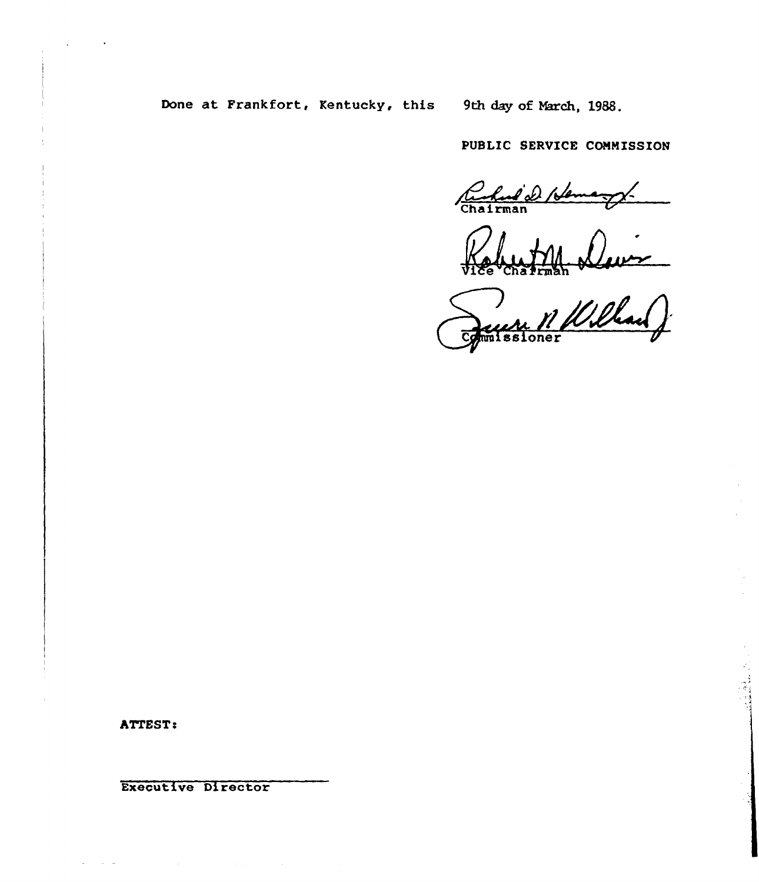Done at Frankfort, Kentucky, this 9th day of March, 1988.

PUBLIC SERVICE COMMISSION

Chairman

Vice Chairman

Commissioner

ATTEST:

Executive Director